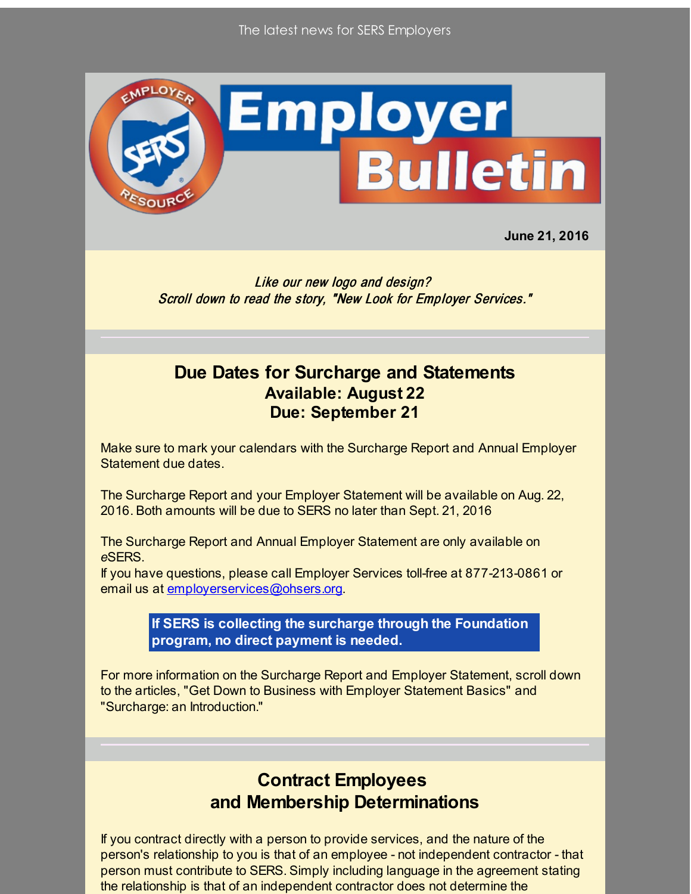The latest news for SERS Employers

# Employer Bulletin

**June 21, 2016**

*Like our new logo and design?*
*Scroll down to read the story, "New Look for Employer Services."*

## Due Dates for Surcharge and Statements
### Available: August 22
### Due: September 21

Make sure to mark your calendars with the Surcharge Report and Annual Employer Statement due dates.

The Surcharge Report and your Employer Statement will be available on Aug. 22, 2016. Both amounts will be due to SERS no later than Sept. 21, 2016

The Surcharge Report and Annual Employer Statement are only available on *e*SERS.
If you have questions, please call Employer Services toll-free at 877-213-0861 or email us at employerservices@ohsers.org.

**If SERS is collecting the surcharge through the Foundation program, no direct payment is needed.**

For more information on the Surcharge Report and Employer Statement, scroll down to the articles, "Get Down to Business with Employer Statement Basics" and "Surcharge: an Introduction."

## Contract Employees and Membership Determinations

If you contract directly with a person to provide services, and the nature of the person's relationship to you is that of an employee - not independent contractor - that person must contribute to SERS. Simply including language in the agreement stating the relationship is that of an independent contractor does not determine the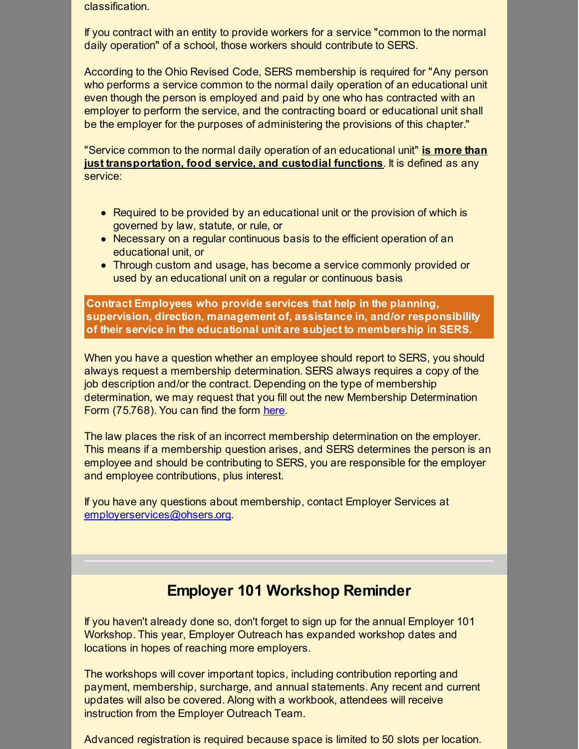classification.

If you contract with an entity to provide workers for a service "common to the normal daily operation" of a school, those workers should contribute to SERS.

According to the Ohio Revised Code, SERS membership is required for "Any person who performs a service common to the normal daily operation of an educational unit even though the person is employed and paid by one who has contracted with an employer to perform the service, and the contracting board or educational unit shall be the employer for the purposes of administering the provisions of this chapter."

"Service common to the normal daily operation of an educational unit" **is more than just transportation, food service, and custodial functions**. It is defined as any service:

- Required to be provided by an educational unit or the provision of which is governed by law, statute, or rule, or
- Necessary on a regular continuous basis to the efficient operation of an educational unit, or
- Through custom and usage, has become a service commonly provided or used by an educational unit on a regular or continuous basis

**Contract Employees who provide services that help in the planning, supervision, direction, management of, assistance in, and/or responsibility of their service in the educational unit are subject to membership in SERS.**

When you have a question whether an employee should report to SERS, you should always request a membership determination. SERS always requires a copy of the job description and/or the contract. Depending on the type of membership determination, we may request that you fill out the new Membership Determination Form (75.768). You can find the form here.

The law places the risk of an incorrect membership determination on the employer. This means if a membership question arises, and SERS determines the person is an employee and should be contributing to SERS, you are responsible for the employer and employee contributions, plus interest.

If you have any questions about membership, contact Employer Services at employerservices@ohsers.org.

## Employer 101 Workshop Reminder

If you haven't already done so, don't forget to sign up for the annual Employer 101 Workshop. This year, Employer Outreach has expanded workshop dates and locations in hopes of reaching more employers.

The workshops will cover important topics, including contribution reporting and payment, membership, surcharge, and annual statements. Any recent and current updates will also be covered. Along with a workbook, attendees will receive instruction from the Employer Outreach Team.

Advanced registration is required because space is limited to 50 slots per location.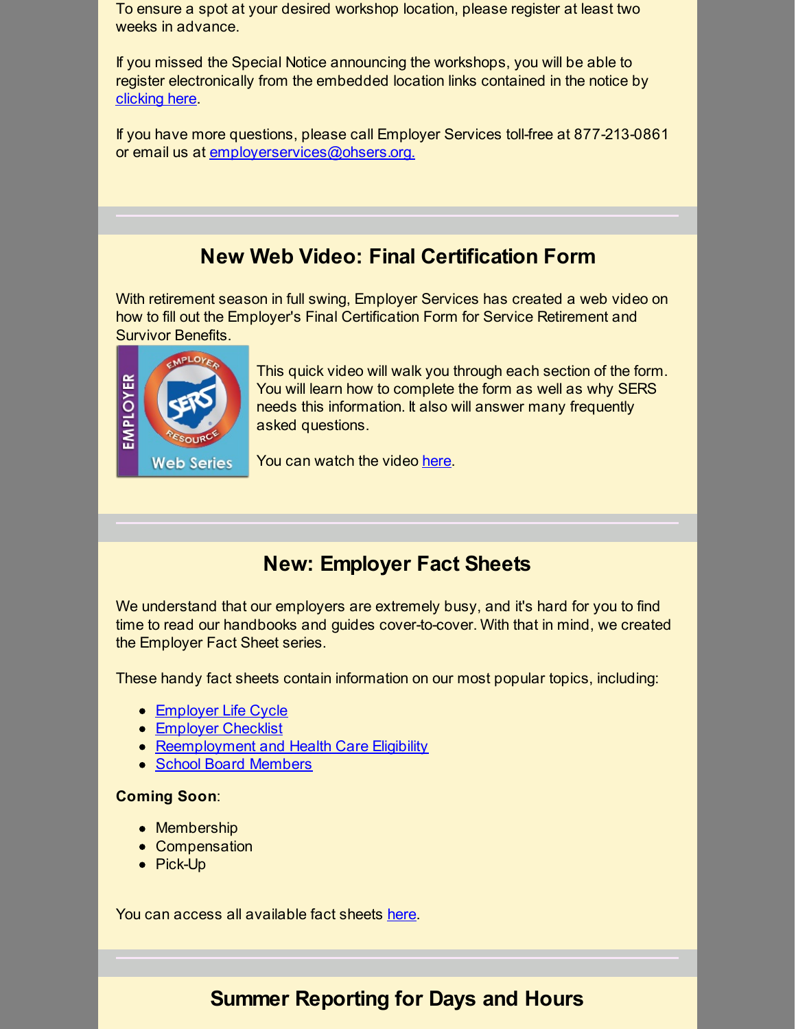To ensure a spot at your desired workshop location, please register at least two weeks in advance.

If you missed the Special Notice announcing the workshops, you will be able to register electronically from the embedded location links contained in the notice by clicking here.

If you have more questions, please call Employer Services toll-free at 877-213-0861 or email us at employerservices@ohsers.org.

## New Web Video: Final Certification Form

With retirement season in full swing, Employer Services has created a web video on how to fill out the Employer's Final Certification Form for Service Retirement and Survivor Benefits.

This quick video will walk you through each section of the form. You will learn how to complete the form as well as why SERS needs this information. It also will answer many frequently asked questions.

You can watch the video here.

## New: Employer Fact Sheets

We understand that our employers are extremely busy, and it's hard for you to find time to read our handbooks and guides cover-to-cover. With that in mind, we created the Employer Fact Sheet series.

These handy fact sheets contain information on our most popular topics, including:

- Employer Life Cycle
- Employer Checklist
- Reemployment and Health Care Eligibility
- School Board Members

**Coming Soon**:

- Membership
- Compensation
- Pick-Up

You can access all available fact sheets here.

## Summer Reporting for Days and Hours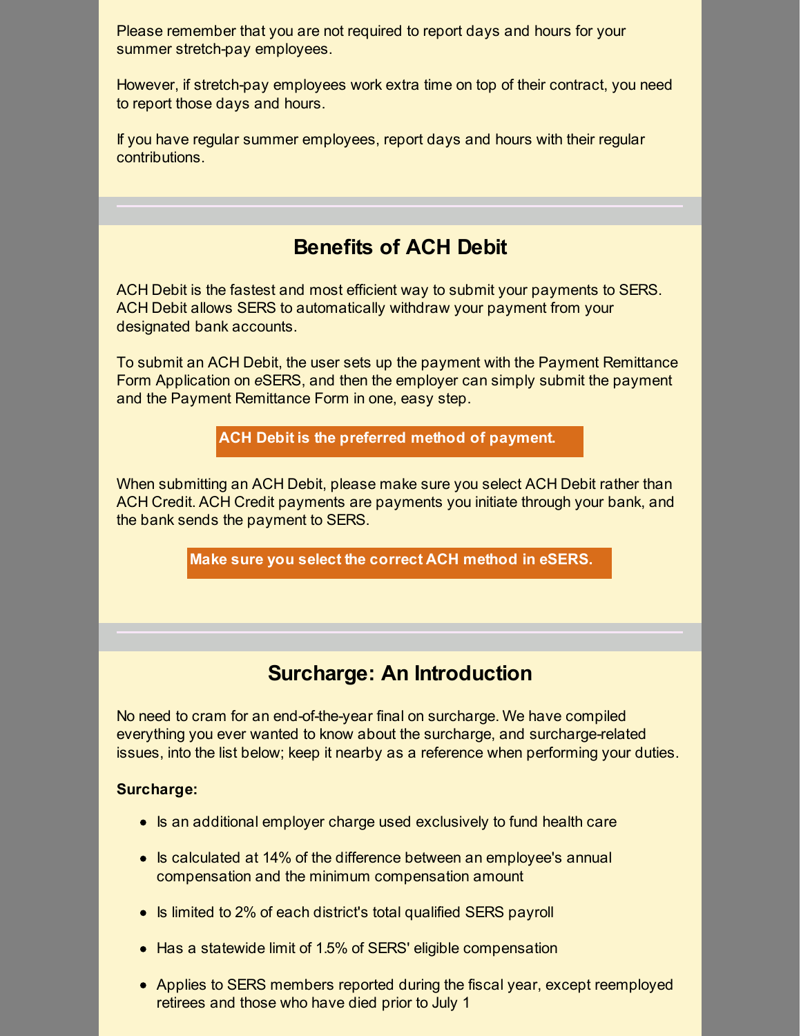Please remember that you are not required to report days and hours for your summer stretch-pay employees.

However, if stretch-pay employees work extra time on top of their contract, you need to report those days and hours.

If you have regular summer employees, report days and hours with their regular contributions.

---

## Benefits of ACH Debit

ACH Debit is the fastest and most efficient way to submit your payments to SERS. ACH Debit allows SERS to automatically withdraw your payment from your designated bank accounts.

To submit an ACH Debit, the user sets up the payment with the Payment Remittance Form Application on *e*SERS, and then the employer can simply submit the payment and the Payment Remittance Form in one, easy step.

**ACH Debit is the preferred method of payment.**

When submitting an ACH Debit, please make sure you select ACH Debit rather than ACH Credit. ACH Credit payments are payments you initiate through your bank, and the bank sends the payment to SERS.

**Make sure you select the correct ACH method in eSERS.**

---

## Surcharge: An Introduction

No need to cram for an end-of-the-year final on surcharge. We have compiled everything you ever wanted to know about the surcharge, and surcharge-related issues, into the list below; keep it nearby as a reference when performing your duties.

**Surcharge:**

- Is an additional employer charge used exclusively to fund health care
- Is calculated at 14% of the difference between an employee's annual compensation and the minimum compensation amount
- Is limited to 2% of each district's total qualified SERS payroll
- Has a statewide limit of 1.5% of SERS' eligible compensation
- Applies to SERS members reported during the fiscal year, except reemployed retirees and those who have died prior to July 1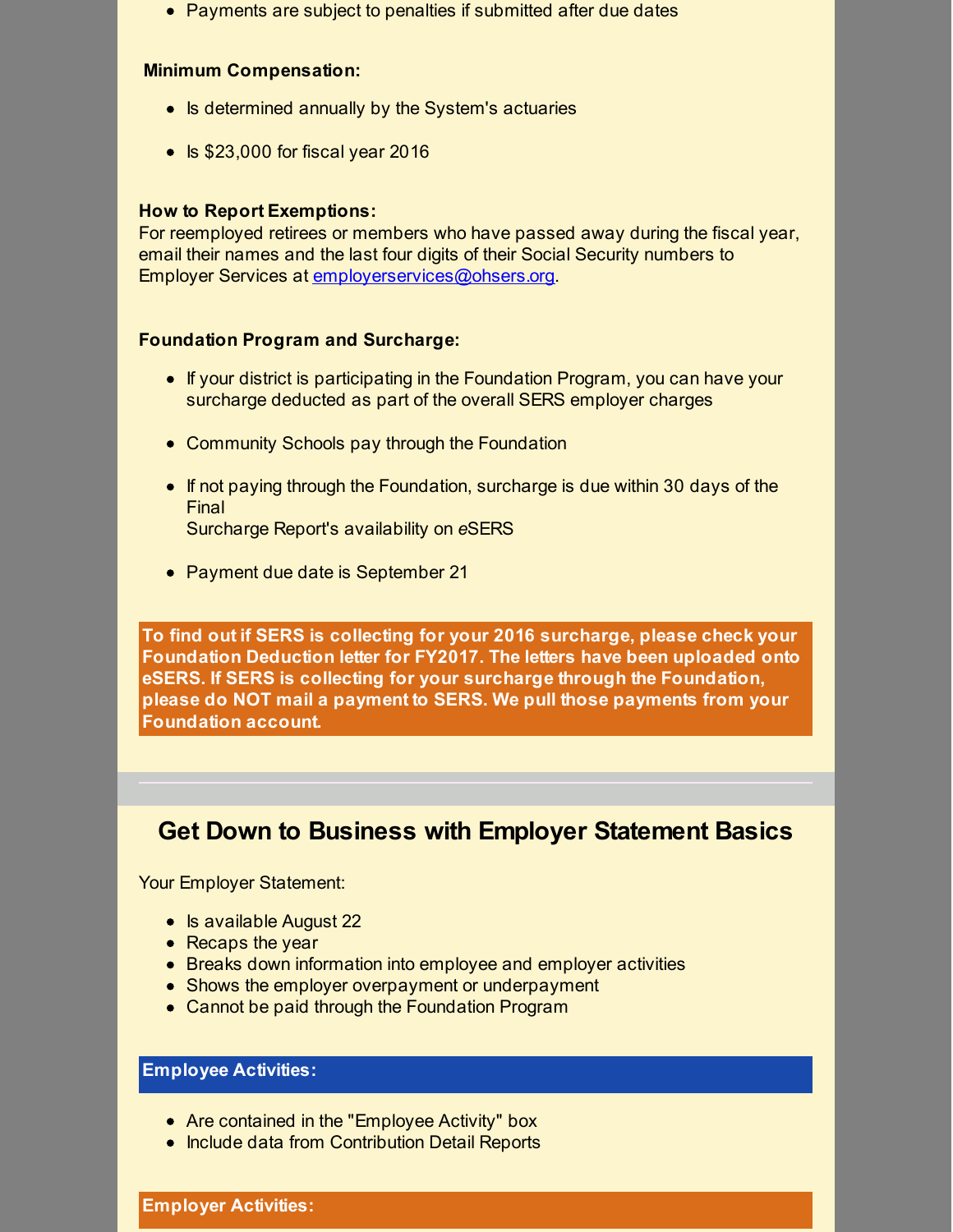- Payments are subject to penalties if submitted after due dates

**Minimum Compensation:**

- Is determined annually by the System's actuaries
- Is $23,000 for fiscal year 2016

**How to Report Exemptions:**

For reemployed retirees or members who have passed away during the fiscal year, email their names and the last four digits of their Social Security numbers to Employer Services at employerservices@ohsers.org.

**Foundation Program and Surcharge:**

- If your district is participating in the Foundation Program, you can have your surcharge deducted as part of the overall SERS employer charges
- Community Schools pay through the Foundation
- If not paying through the Foundation, surcharge is due within 30 days of the Final Surcharge Report's availability on *e*SERS
- Payment due date is September 21

**To find out if SERS is collecting for your 2016 surcharge, please check your Foundation Deduction letter for FY2017. The letters have been uploaded onto eSERS. If SERS is collecting for your surcharge through the Foundation, please do NOT mail a payment to SERS. We pull those payments from your Foundation account.**

## Get Down to Business with Employer Statement Basics

Your Employer Statement:

- Is available August 22
- Recaps the year
- Breaks down information into employee and employer activities
- Shows the employer overpayment or underpayment
- Cannot be paid through the Foundation Program

**Employee Activities:**

- Are contained in the "Employee Activity" box
- Include data from Contribution Detail Reports

**Employer Activities:**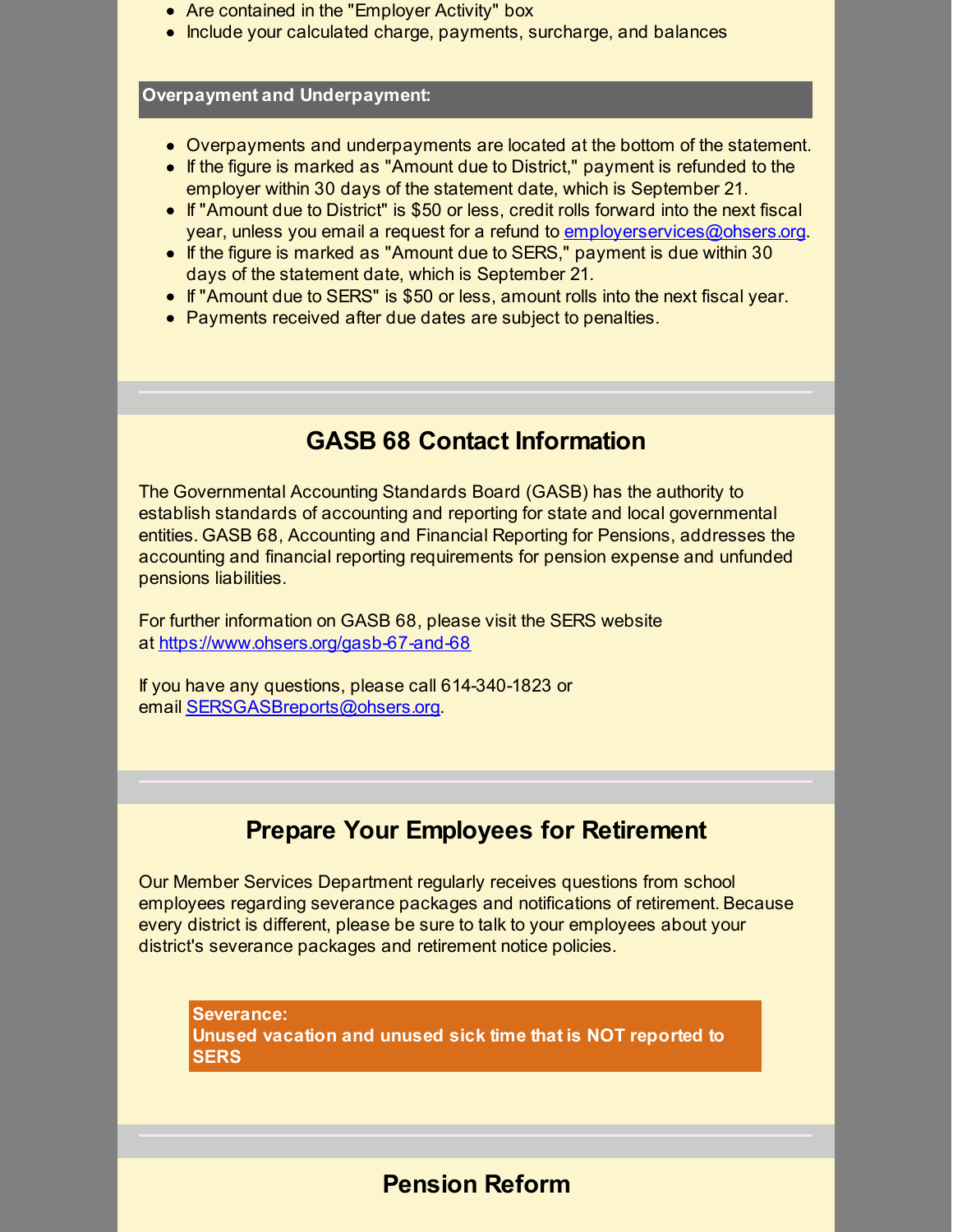- Are contained in the "Employer Activity" box
- Include your calculated charge, payments, surcharge, and balances

**Overpayment and Underpayment:**

- Overpayments and underpayments are located at the bottom of the statement.
- If the figure is marked as "Amount due to District," payment is refunded to the employer within 30 days of the statement date, which is September 21.
- If "Amount due to District" is $50 or less, credit rolls forward into the next fiscal year, unless you email a request for a refund to employerservices@ohsers.org.
- If the figure is marked as "Amount due to SERS," payment is due within 30 days of the statement date, which is September 21.
- If "Amount due to SERS" is $50 or less, amount rolls into the next fiscal year.
- Payments received after due dates are subject to penalties.

## GASB 68 Contact Information

The Governmental Accounting Standards Board (GASB) has the authority to establish standards of accounting and reporting for state and local governmental entities. GASB 68, Accounting and Financial Reporting for Pensions, addresses the accounting and financial reporting requirements for pension expense and unfunded pensions liabilities.

For further information on GASB 68, please visit the SERS website at https://www.ohsers.org/gasb-67-and-68

If you have any questions, please call 614-340-1823 or email SERSGASBreports@ohsers.org.

## Prepare Your Employees for Retirement

Our Member Services Department regularly receives questions from school employees regarding severance packages and notifications of retirement. Because every district is different, please be sure to talk to your employees about your district's severance packages and retirement notice policies.

**Severance:**
**Unused vacation and unused sick time that is NOT reported to SERS**

## Pension Reform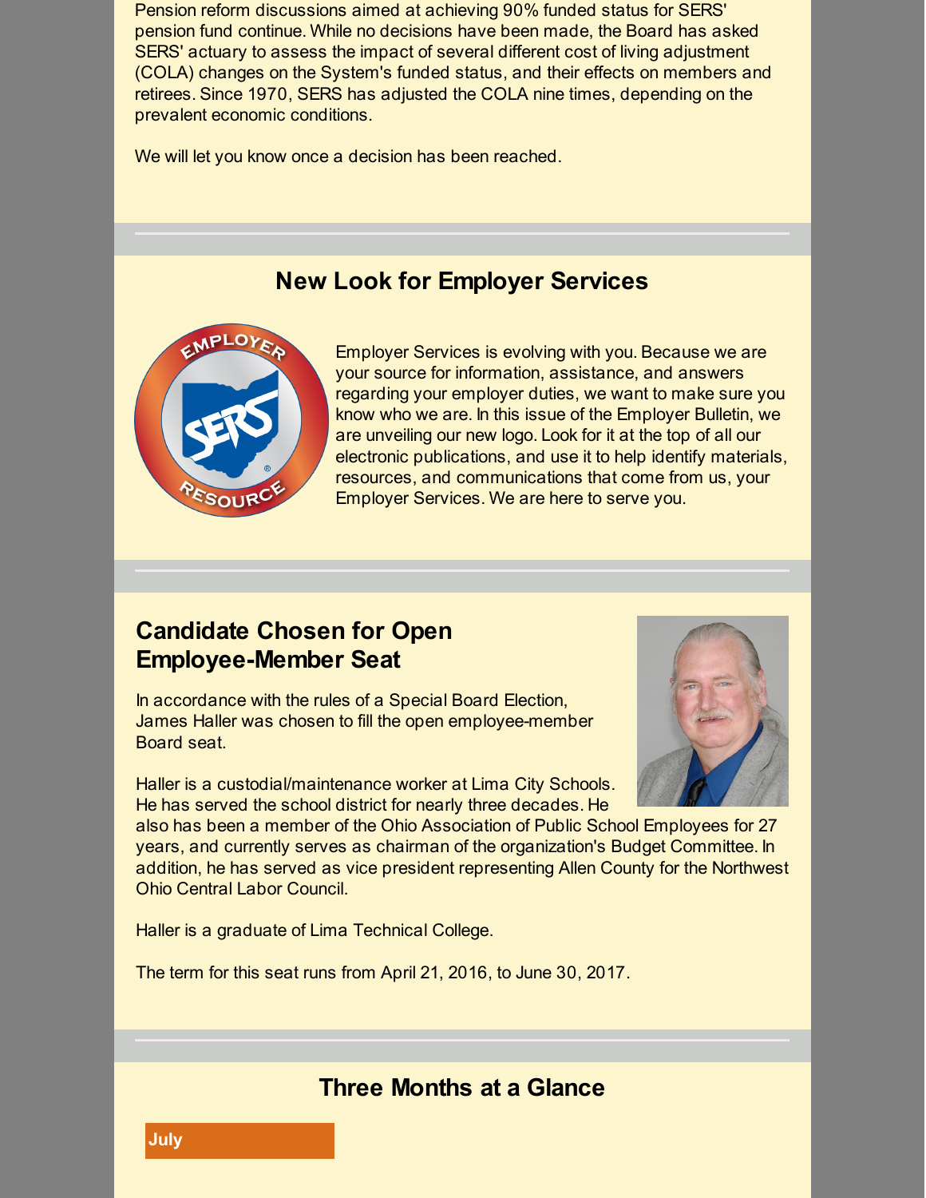Pension reform discussions aimed at achieving 90% funded status for SERS' pension fund continue. While no decisions have been made, the Board has asked SERS' actuary to assess the impact of several different cost of living adjustment (COLA) changes on the System's funded status, and their effects on members and retirees. Since 1970, SERS has adjusted the COLA nine times, depending on the prevalent economic conditions.

We will let you know once a decision has been reached.

## New Look for Employer Services

Employer Services is evolving with you. Because we are your source for information, assistance, and answers regarding your employer duties, we want to make sure you know who we are. In this issue of the Employer Bulletin, we are unveiling our new logo. Look for it at the top of all our electronic publications, and use it to help identify materials, resources, and communications that come from us, your Employer Services. We are here to serve you.

## Candidate Chosen for Open Employee-Member Seat

In accordance with the rules of a Special Board Election, James Haller was chosen to fill the open employee-member Board seat.

Haller is a custodial/maintenance worker at Lima City Schools. He has served the school district for nearly three decades. He also has been a member of the Ohio Association of Public School Employees for 27 years, and currently serves as chairman of the organization's Budget Committee. In addition, he has served as vice president representing Allen County for the Northwest Ohio Central Labor Council.

Haller is a graduate of Lima Technical College.

The term for this seat runs from April 21, 2016, to June 30, 2017.

## Three Months at a Glance

**July**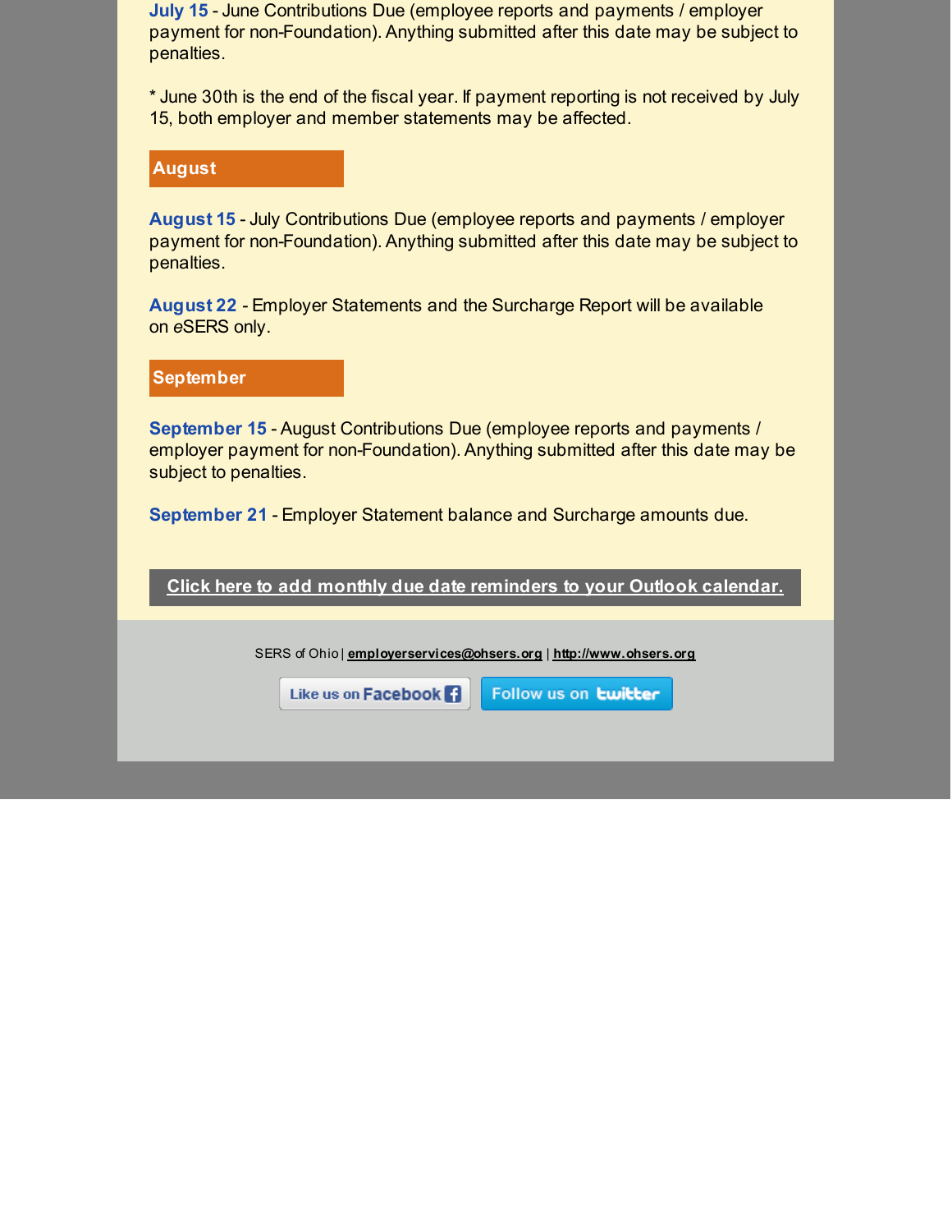**July 15** - June Contributions Due (employee reports and payments / employer payment for non-Foundation). Anything submitted after this date may be subject to penalties.

* June 30th is the end of the fiscal year. If payment reporting is not received by July 15, both employer and member statements may be affected.

## August

**August 15** - July Contributions Due (employee reports and payments / employer payment for non-Foundation). Anything submitted after this date may be subject to penalties.

**August 22** - Employer Statements and the Surcharge Report will be available on *e*SERS only.

## September

**September 15** - August Contributions Due (employee reports and payments / employer payment for non-Foundation). Anything submitted after this date may be subject to penalties.

**September 21** - Employer Statement balance and Surcharge amounts due.

**Click here to add monthly due date reminders to your Outlook calendar.**

SERS of Ohio | **employerservices@ohsers.org** | **http://www.ohsers.org**

Like us on Facebook | Follow us on twitter